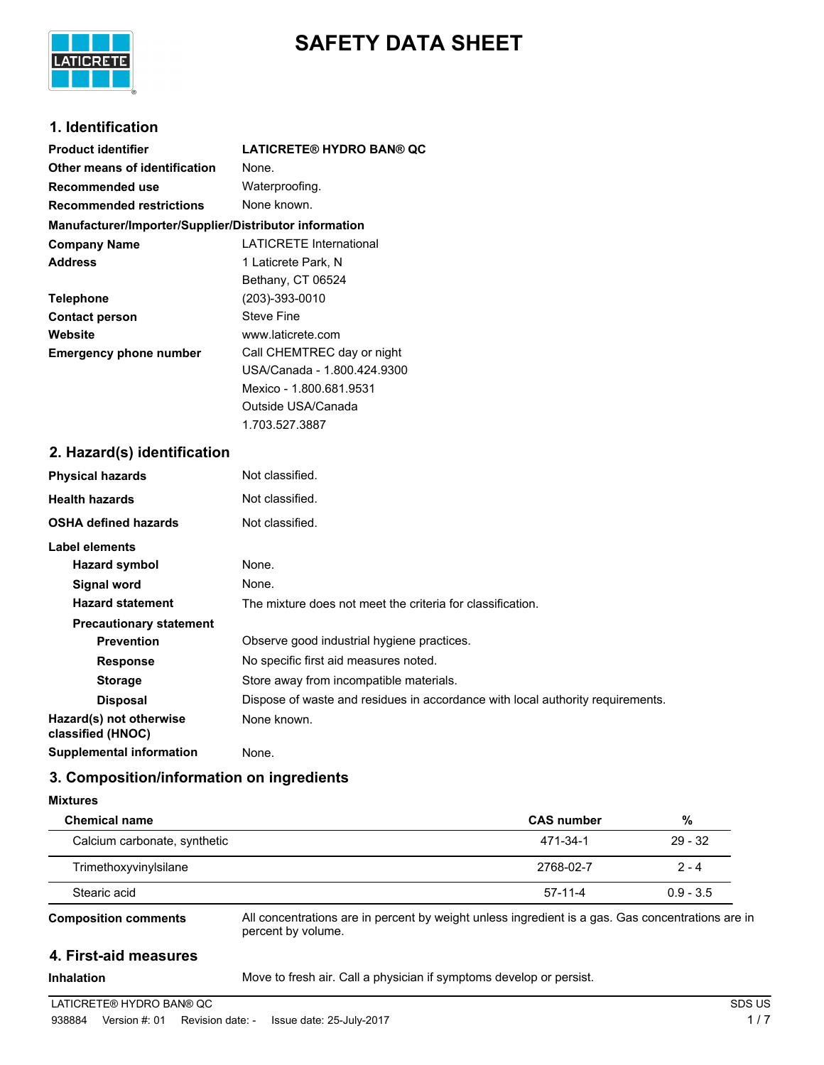# SAFETY DATA SHEET

## 1. Identification

| | |
|---|---|
| **Product identifier** | **LATICRETE® HYDRO BAN® QC** |
| **Other means of identification** | None. |
| **Recommended use** | Waterproofing. |
| **Recommended restrictions** | None known. |

**Manufacturer/Importer/Supplier/Distributor information**

| | |
|---|---|
| **Company Name** | LATICRETE International |
| **Address** | 1 Laticrete Park, N<br>Bethany, CT 06524 |
| **Telephone** | (203)-393-0010 |
| **Contact person** | Steve Fine |
| **Website** | www.laticrete.com |
| **Emergency phone number** | Call CHEMTREC day or night<br>USA/Canada - 1.800.424.9300<br>Mexico - 1.800.681.9531<br>Outside USA/Canada<br>1.703.527.3887 |

## 2. Hazard(s) identification

| | |
|---|---|
| **Physical hazards** | Not classified. |
| **Health hazards** | Not classified. |
| **OSHA defined hazards** | Not classified. |

**Label elements**

| | |
|---|---|
| **Hazard symbol** | None. |
| **Signal word** | None. |
| **Hazard statement** | The mixture does not meet the criteria for classification. |

**Precautionary statement**

| | |
|---|---|
| **Prevention** | Observe good industrial hygiene practices. |
| **Response** | No specific first aid measures noted. |
| **Storage** | Store away from incompatible materials. |
| **Disposal** | Dispose of waste and residues in accordance with local authority requirements. |
| **Hazard(s) not otherwise classified (HNOC)** | None known. |
| **Supplemental information** | None. |

## 3. Composition/information on ingredients

**Mixtures**

| Chemical name | CAS number | % |
|---|---|---|
| Calcium carbonate, synthetic | 471-34-1 | 29 - 32 |
| Trimethoxyvinylsilane | 2768-02-7 | 2 - 4 |
| Stearic acid | 57-11-4 | 0.9 - 3.5 |

**Composition comments** All concentrations are in percent by weight unless ingredient is a gas. Gas concentrations are in percent by volume.

## 4. First-aid measures

**Inhalation** Move to fresh air. Call a physician if symptoms develop or persist.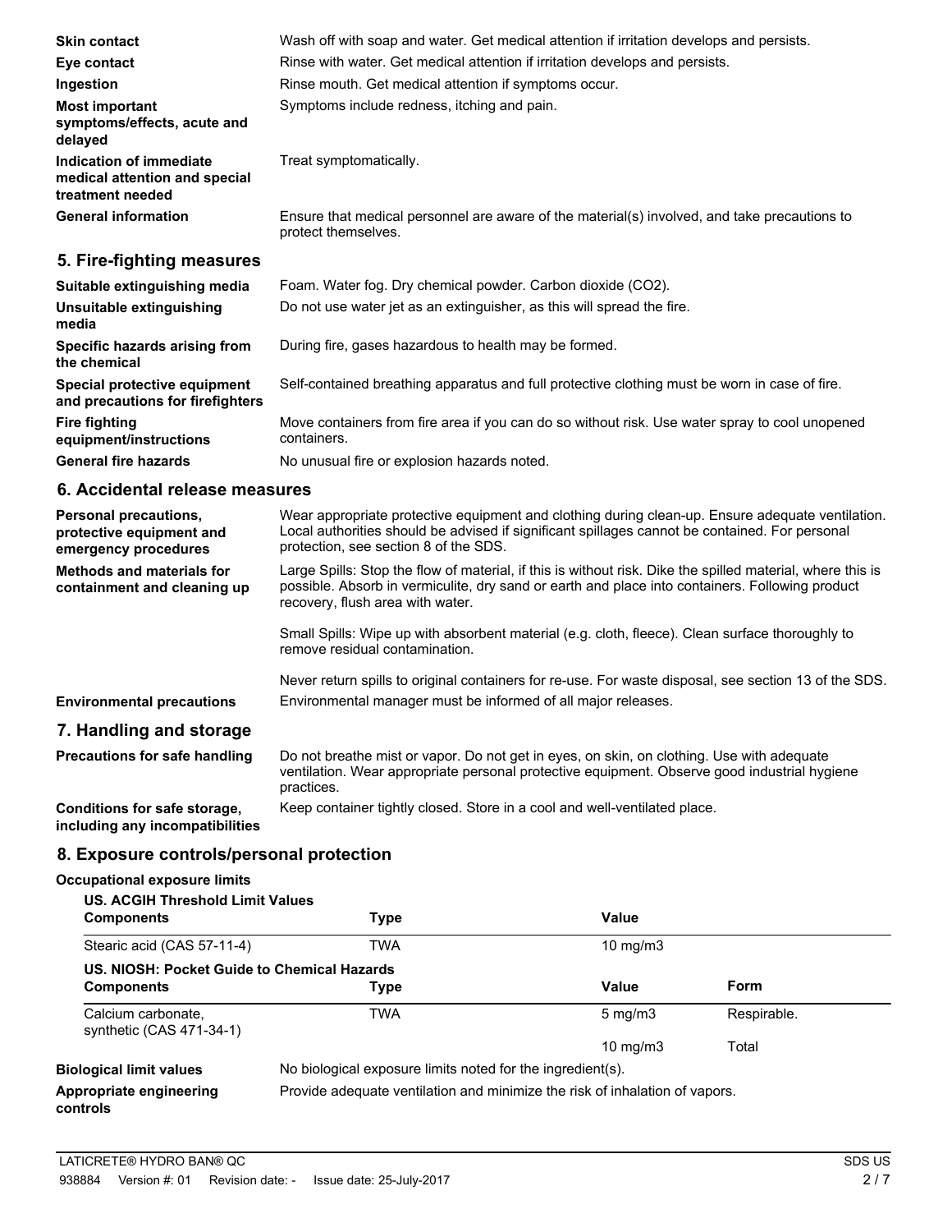| | |
|---|---|
| **Skin contact** | Wash off with soap and water. Get medical attention if irritation develops and persists. |
| **Eye contact** | Rinse with water. Get medical attention if irritation develops and persists. |
| **Ingestion** | Rinse mouth. Get medical attention if symptoms occur. |
| **Most important symptoms/effects, acute and delayed** | Symptoms include redness, itching and pain. |
| **Indication of immediate medical attention and special treatment needed** | Treat symptomatically. |
| **General information** | Ensure that medical personnel are aware of the material(s) involved, and take precautions to protect themselves. |

## 5. Fire-fighting measures

| | |
|---|---|
| **Suitable extinguishing media** | Foam. Water fog. Dry chemical powder. Carbon dioxide ($CO_2$). |
| **Unsuitable extinguishing media** | Do not use water jet as an extinguisher, as this will spread the fire. |
| **Specific hazards arising from the chemical** | During fire, gases hazardous to health may be formed. |
| **Special protective equipment and precautions for firefighters** | Self-contained breathing apparatus and full protective clothing must be worn in case of fire. |
| **Fire fighting equipment/instructions** | Move containers from fire area if you can do so without risk. Use water spray to cool unopened containers. |
| **General fire hazards** | No unusual fire or explosion hazards noted. |

## 6. Accidental release measures

| | |
|---|---|
| **Personal precautions, protective equipment and emergency procedures** | Wear appropriate protective equipment and clothing during clean-up. Ensure adequate ventilation. Local authorities should be advised if significant spillages cannot be contained. For personal protection, see section 8 of the SDS. |
| **Methods and materials for containment and cleaning up** | Large Spills: Stop the flow of material, if this is without risk. Dike the spilled material, where this is possible. Absorb in vermiculite, dry sand or earth and place into containers. Following product recovery, flush area with water.<br><br>Small Spills: Wipe up with absorbent material (e.g. cloth, fleece). Clean surface thoroughly to remove residual contamination.<br><br>Never return spills to original containers for re-use. For waste disposal, see section 13 of the SDS. |
| **Environmental precautions** | Environmental manager must be informed of all major releases. |

## 7. Handling and storage

| | |
|---|---|
| **Precautions for safe handling** | Do not breathe mist or vapor. Do not get in eyes, on skin, on clothing. Use with adequate ventilation. Wear appropriate personal protective equipment. Observe good industrial hygiene practices. |
| **Conditions for safe storage, including any incompatibilities** | Keep container tightly closed. Store in a cool and well-ventilated place. |

## 8. Exposure controls/personal protection

**Occupational exposure limits**

**US. ACGIH Threshold Limit Values**

| Components | Type | Value |
|---|---|---|
| Stearic acid (CAS 57-11-4) | TWA | 10 mg/m3 |

**US. NIOSH: Pocket Guide to Chemical Hazards**

| Components | Type | Value | Form |
|---|---|---|---|
| Calcium carbonate, synthetic (CAS 471-34-1) | TWA | 5 mg/m3 | Respirable. |
| | | 10 mg/m3 | Total |

| | |
|---|---|
| **Biological limit values** | No biological exposure limits noted for the ingredient(s). |
| **Appropriate engineering controls** | Provide adequate ventilation and minimize the risk of inhalation of vapors. |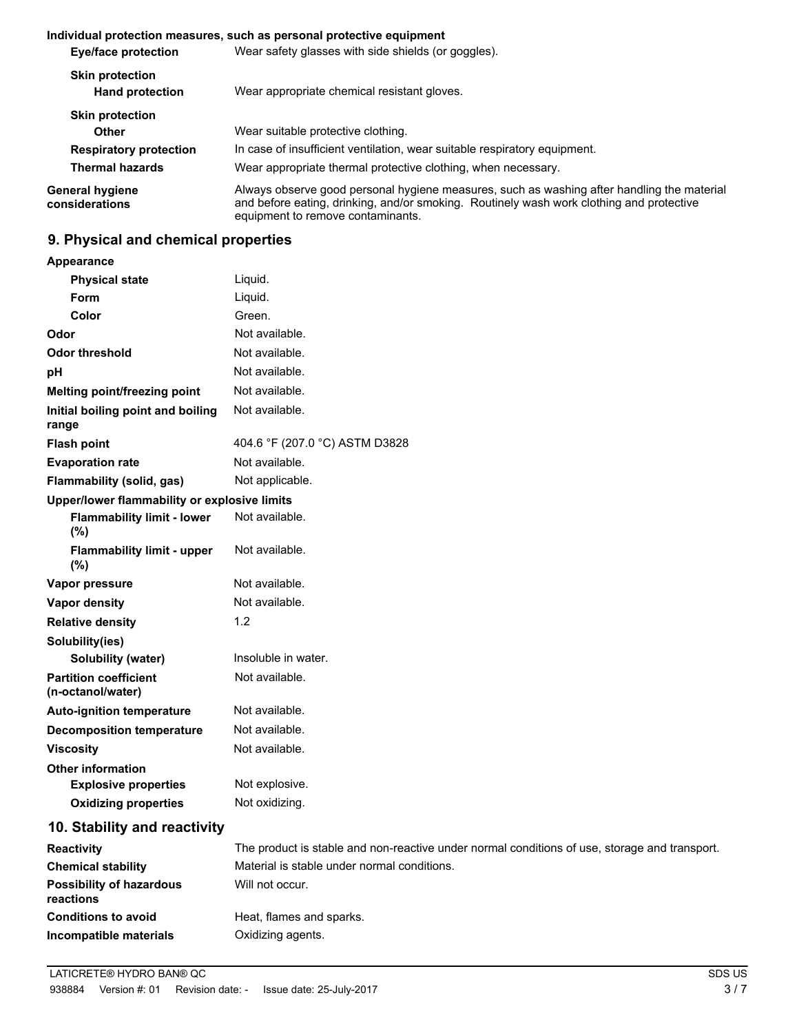**Individual protection measures, such as personal protective equipment**

| | |
|---|---|
| **Eye/face protection** | Wear safety glasses with side shields (or goggles). |
| **Skin protection** | |
| **Hand protection** | Wear appropriate chemical resistant gloves. |
| **Skin protection** | |
| **Other** | Wear suitable protective clothing. |
| **Respiratory protection** | In case of insufficient ventilation, wear suitable respiratory equipment. |
| **Thermal hazards** | Wear appropriate thermal protective clothing, when necessary. |
| **General hygiene considerations** | Always observe good personal hygiene measures, such as washing after handling the material and before eating, drinking, and/or smoking. Routinely wash work clothing and protective equipment to remove contaminants. |

## 9. Physical and chemical properties

| | |
|---|---|
| **Appearance** | |
| **Physical state** | Liquid. |
| **Form** | Liquid. |
| **Color** | Green. |
| **Odor** | Not available. |
| **Odor threshold** | Not available. |
| **pH** | Not available. |
| **Melting point/freezing point** | Not available. |
| **Initial boiling point and boiling range** | Not available. |
| **Flash point** | 404.6 °F (207.0 °C) ASTM D3828 |
| **Evaporation rate** | Not available. |
| **Flammability (solid, gas)** | Not applicable. |
| **Upper/lower flammability or explosive limits** | |
| **Flammability limit - lower (%)** | Not available. |
| **Flammability limit - upper (%)** | Not available. |
| **Vapor pressure** | Not available. |
| **Vapor density** | Not available. |
| **Relative density** | 1.2 |
| **Solubility(ies)** | |
| **Solubility (water)** | Insoluble in water. |
| **Partition coefficient (n-octanol/water)** | Not available. |
| **Auto-ignition temperature** | Not available. |
| **Decomposition temperature** | Not available. |
| **Viscosity** | Not available. |
| **Other information** | |
| **Explosive properties** | Not explosive. |
| **Oxidizing properties** | Not oxidizing. |

## 10. Stability and reactivity

| | |
|---|---|
| **Reactivity** | The product is stable and non-reactive under normal conditions of use, storage and transport. |
| **Chemical stability** | Material is stable under normal conditions. |
| **Possibility of hazardous reactions** | Will not occur. |
| **Conditions to avoid** | Heat, flames and sparks. |
| **Incompatible materials** | Oxidizing agents. |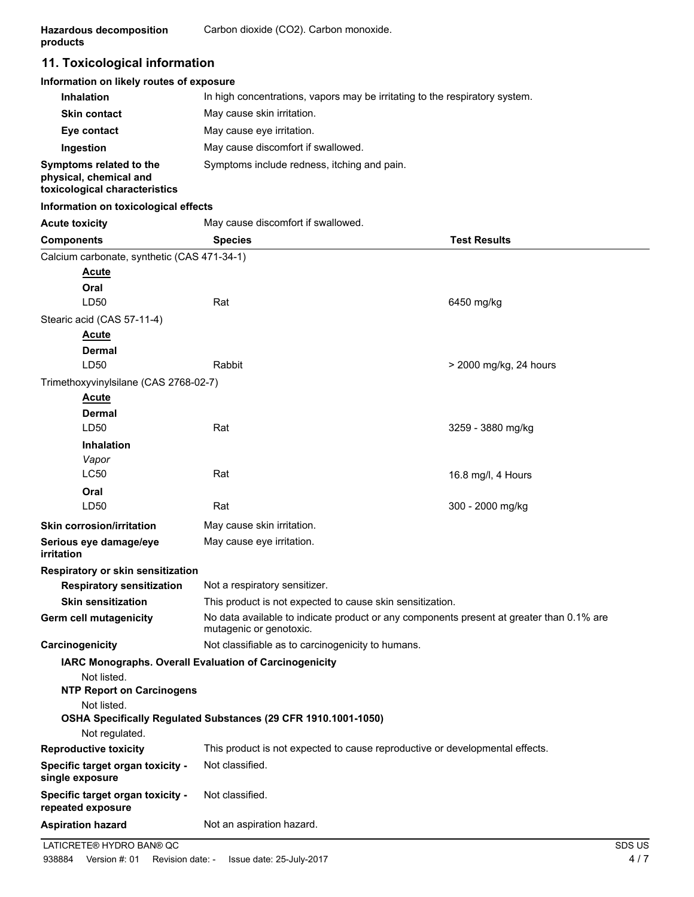**Hazardous decomposition products** Carbon dioxide ($CO_2$). Carbon monoxide.

## 11. Toxicological information

**Information on likely routes of exposure**

| | |
|---|---|
| **Inhalation** | In high concentrations, vapors may be irritating to the respiratory system. |
| **Skin contact** | May cause skin irritation. |
| **Eye contact** | May cause eye irritation. |
| **Ingestion** | May cause discomfort if swallowed. |
| **Symptoms related to the physical, chemical and toxicological characteristics** | Symptoms include redness, itching and pain. |

**Information on toxicological effects**

**Acute toxicity** May cause discomfort if swallowed.

| Components | Species | Test Results |
|---|---|---|
| Calcium carbonate, synthetic (CAS 471-34-1) | | |
| **Acute** | | |
| **Oral** | | |
| LD50 | Rat | 6450 mg/kg |
| Stearic acid (CAS 57-11-4) | | |
| **Acute** | | |
| **Dermal** | | |
| LD50 | Rabbit | > 2000 mg/kg, 24 hours |
| Trimethoxyvinylsilane (CAS 2768-02-7) | | |
| **Acute** | | |
| **Dermal** | | |
| LD50 | Rat | 3259 - 3880 mg/kg |
| **Inhalation** | | |
| *Vapor* | | |
| LC50 | Rat | 16.8 mg/l, 4 Hours |
| **Oral** | | |
| LD50 | Rat | 300 - 2000 mg/kg |

| | |
|---|---|
| **Skin corrosion/irritation** | May cause skin irritation. |
| **Serious eye damage/eye irritation** | May cause eye irritation. |
| **Respiratory or skin sensitization** | |
| **Respiratory sensitization** | Not a respiratory sensitizer. |
| **Skin sensitization** | This product is not expected to cause skin sensitization. |
| **Germ cell mutagenicity** | No data available to indicate product or any components present at greater than 0.1% are mutagenic or genotoxic. |
| **Carcinogenicity** | Not classifiable as to carcinogenicity to humans. |

**IARC Monographs. Overall Evaluation of Carcinogenicity**

Not listed.

**NTP Report on Carcinogens**

Not listed.

**OSHA Specifically Regulated Substances (29 CFR 1910.1001-1050)**

Not regulated.

| | |
|---|---|
| **Reproductive toxicity** | This product is not expected to cause reproductive or developmental effects. |
| **Specific target organ toxicity - single exposure** | Not classified. |
| **Specific target organ toxicity - repeated exposure** | Not classified. |
| **Aspiration hazard** | Not an aspiration hazard. |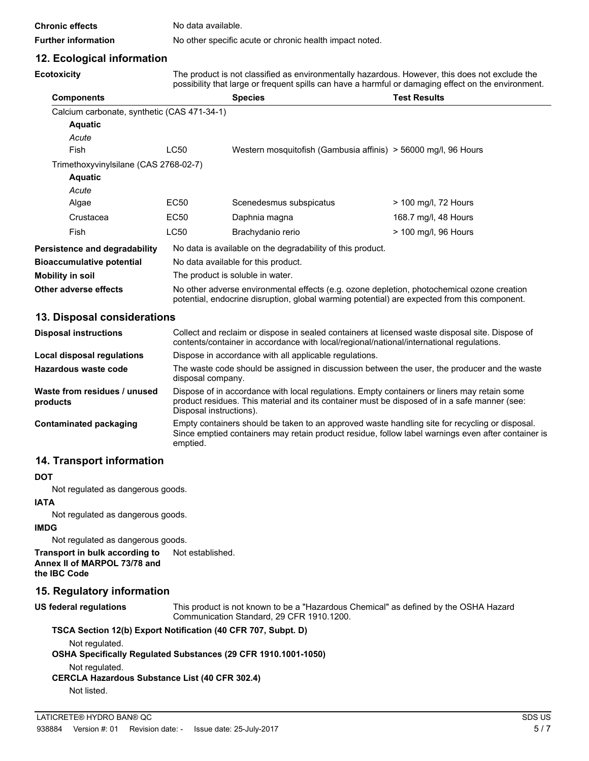**Chronic effects** No data available.

**Further information** No other specific acute or chronic health impact noted.

## 12. Ecological information

**Ecotoxicity** The product is not classified as environmentally hazardous. However, this does not exclude the possibility that large or frequent spills can have a harmful or damaging effect on the environment.

| Components | | Species | Test Results |
|---|---|---|---|
| Calcium carbonate, synthetic (CAS 471-34-1) | | | |
| **Aquatic** | | | |
| *Acute* | | | |
| Fish | LC50 | Western mosquitofish (Gambusia affinis) | > 56000 mg/l, 96 Hours |
| Trimethoxyvinylsilane (CAS 2768-02-7) | | | |
| **Aquatic** | | | |
| *Acute* | | | |
| Algae | EC50 | Scenedesmus subspicatus | > 100 mg/l, 72 Hours |
| Crustacea | EC50 | Daphnia magna | 168.7 mg/l, 48 Hours |
| Fish | LC50 | Brachydanio rerio | > 100 mg/l, 96 Hours |

**Persistence and degradability** No data is available on the degradability of this product.

**Bioaccumulative potential** No data available for this product.

**Mobility in soil** The product is soluble in water.

**Other adverse effects** No other adverse environmental effects (e.g. ozone depletion, photochemical ozone creation potential, endocrine disruption, global warming potential) are expected from this component.

## 13. Disposal considerations

**Disposal instructions** Collect and reclaim or dispose in sealed containers at licensed waste disposal site. Dispose of contents/container in accordance with local/regional/national/international regulations.

**Local disposal regulations** Dispose in accordance with all applicable regulations.

**Hazardous waste code** The waste code should be assigned in discussion between the user, the producer and the waste disposal company.

**Waste from residues / unused products** Dispose of in accordance with local regulations. Empty containers or liners may retain some product residues. This material and its container must be disposed of in a safe manner (see: Disposal instructions).

**Contaminated packaging** Empty containers should be taken to an approved waste handling site for recycling or disposal. Since emptied containers may retain product residue, follow label warnings even after container is emptied.

## 14. Transport information

**DOT**

Not regulated as dangerous goods.

**IATA**

Not regulated as dangerous goods.

**IMDG**

Not regulated as dangerous goods.

**Transport in bulk according to Annex II of MARPOL 73/78 and the IBC Code** Not established.

## 15. Regulatory information

**US federal regulations** This product is not known to be a "Hazardous Chemical" as defined by the OSHA Hazard Communication Standard, 29 CFR 1910.1200.

**TSCA Section 12(b) Export Notification (40 CFR 707, Subpt. D)**

Not regulated.

**OSHA Specifically Regulated Substances (29 CFR 1910.1001-1050)**

Not regulated.

**CERCLA Hazardous Substance List (40 CFR 302.4)**

Not listed.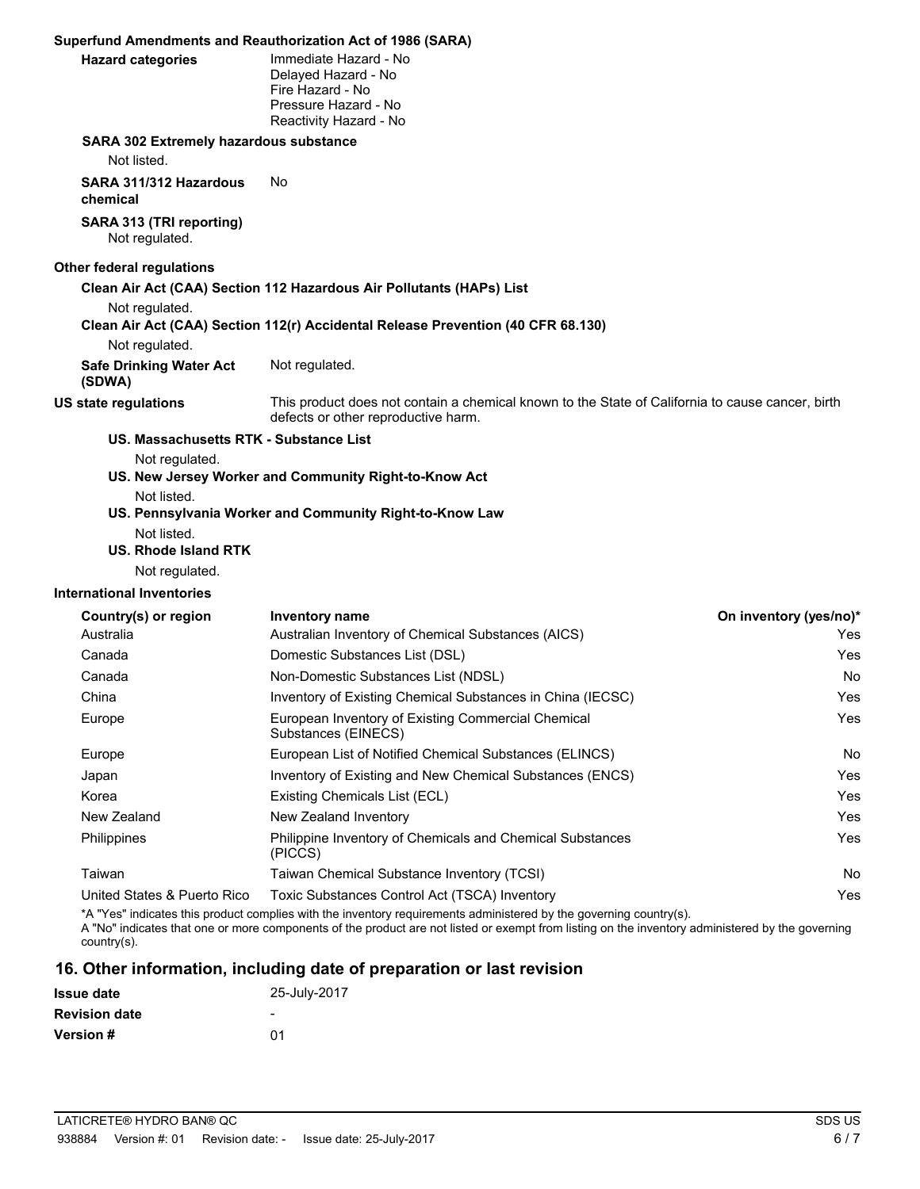**Superfund Amendments and Reauthorization Act of 1986 (SARA)**

**Hazard categories**
Immediate Hazard - No
Delayed Hazard - No
Fire Hazard - No
Pressure Hazard - No
Reactivity Hazard - No

**SARA 302 Extremely hazardous substance**

Not listed.

**SARA 311/312 Hazardous chemical** No

**SARA 313 (TRI reporting)**

Not regulated.

**Other federal regulations**

**Clean Air Act (CAA) Section 112 Hazardous Air Pollutants (HAPs) List**

Not regulated.

**Clean Air Act (CAA) Section 112(r) Accidental Release Prevention (40 CFR 68.130)**

Not regulated.

**Safe Drinking Water Act (SDWA)** Not regulated.

**US state regulations** This product does not contain a chemical known to the State of California to cause cancer, birth defects or other reproductive harm.

**US. Massachusetts RTK - Substance List**

Not regulated.

**US. New Jersey Worker and Community Right-to-Know Act**

Not listed.

**US. Pennsylvania Worker and Community Right-to-Know Law**

Not listed.

**US. Rhode Island RTK**

Not regulated.

**International Inventories**

| Country(s) or region | Inventory name | On inventory (yes/no)* |
|---|---|---|
| Australia | Australian Inventory of Chemical Substances (AICS) | Yes |
| Canada | Domestic Substances List (DSL) | Yes |
| Canada | Non-Domestic Substances List (NDSL) | No |
| China | Inventory of Existing Chemical Substances in China (IECSC) | Yes |
| Europe | European Inventory of Existing Commercial Chemical Substances (EINECS) | Yes |
| Europe | European List of Notified Chemical Substances (ELINCS) | No |
| Japan | Inventory of Existing and New Chemical Substances (ENCS) | Yes |
| Korea | Existing Chemicals List (ECL) | Yes |
| New Zealand | New Zealand Inventory | Yes |
| Philippines | Philippine Inventory of Chemicals and Chemical Substances (PICCS) | Yes |
| Taiwan | Taiwan Chemical Substance Inventory (TCSI) | No |
| United States & Puerto Rico | Toxic Substances Control Act (TSCA) Inventory | Yes |

*A "Yes" indicates this product complies with the inventory requirements administered by the governing country(s).
A "No" indicates that one or more components of the product are not listed or exempt from listing on the inventory administered by the governing country(s).

## 16. Other information, including date of preparation or last revision

**Issue date** 25-July-2017

**Revision date** -

**Version #** 01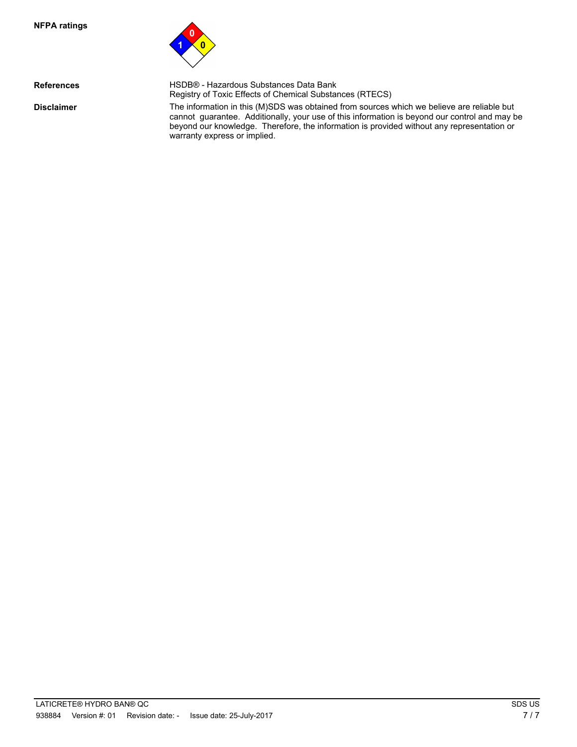**NFPA ratings**

0

1 0

**References**

HSDB® - Hazardous Substances Data Bank
Registry of Toxic Effects of Chemical Substances (RTECS)

**Disclaimer**

The information in this (M)SDS was obtained from sources which we believe are reliable but cannot guarantee. Additionally, your use of this information is beyond our control and may be beyond our knowledge. Therefore, the information is provided without any representation or warranty express or implied.